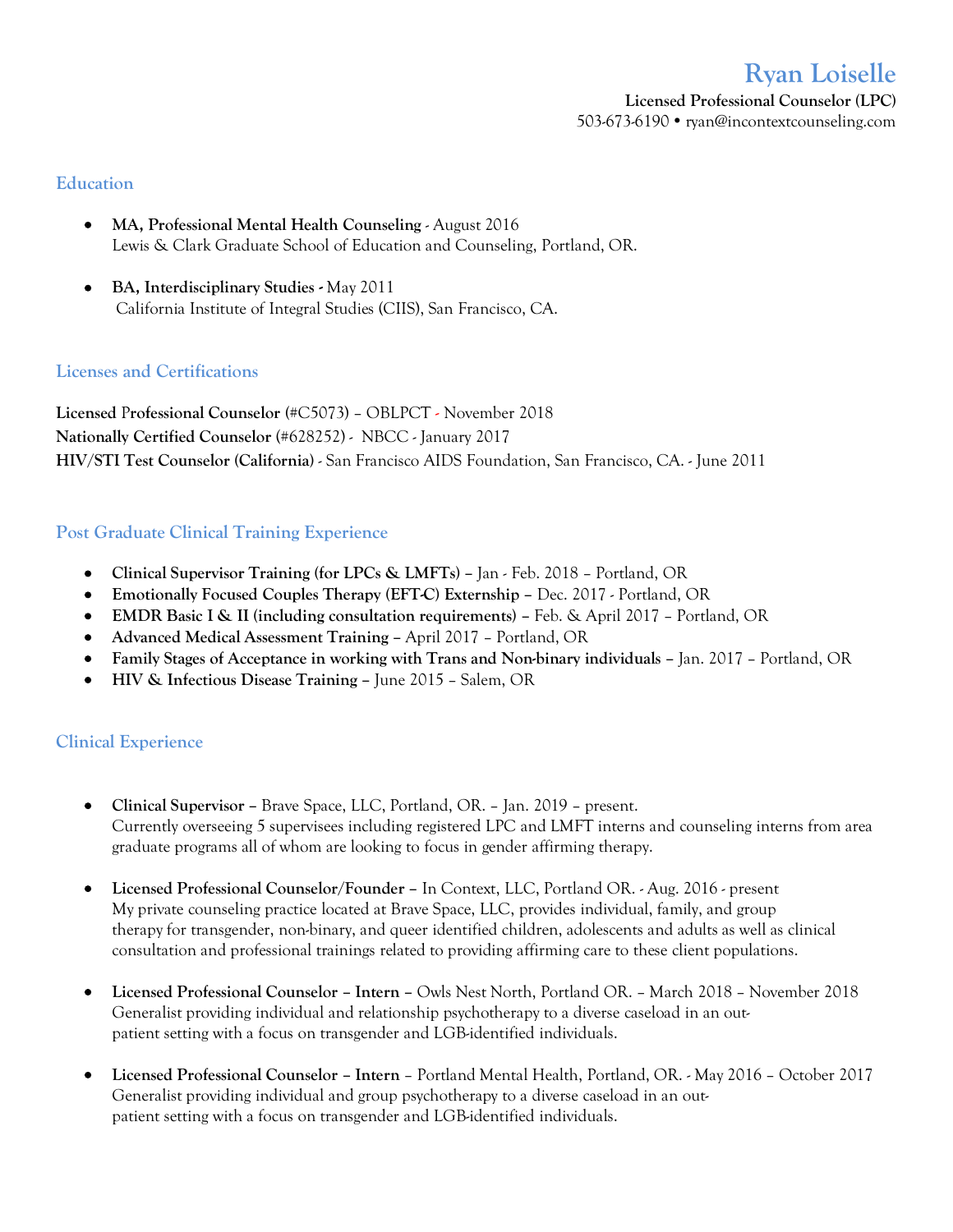# Ryan Loiselle

**Licensed Professional Counselor (LPC)**
503-673-6190 • ryan@incontextcounseling.com

## Education

- **MA, Professional Mental Health Counseling** - August 2016
  Lewis & Clark Graduate School of Education and Counseling, Portland, OR.

- **BA, Interdisciplinary Studies -** May 2011
  California Institute of Integral Studies (CIIS), San Francisco, CA.

## Licenses and Certifications

**Licensed Professional Counselor** (#C5073) – OBLPCT - November 2018
**Nationally Certified Counselor** (#628252) - NBCC - January 2017
**HIV/STI Test Counselor (California)** - San Francisco AIDS Foundation, San Francisco, CA. - June 2011

## Post Graduate Clinical Training Experience

- **Clinical Supervisor Training (for LPCs & LMFTs) –** Jan - Feb. 2018 – Portland, OR
- **Emotionally Focused Couples Therapy (EFT-C) Externship –** Dec. 2017 - Portland, OR
- **EMDR Basic I & II (including consultation requirements) –** Feb. & April 2017 – Portland, OR
- **Advanced Medical Assessment Training –** April 2017 – Portland, OR
- **Family Stages of Acceptance in working with Trans and Non-binary individuals –** Jan. 2017 – Portland, OR
- **HIV & Infectious Disease Training –** June 2015 – Salem, OR

## Clinical Experience

- **Clinical Supervisor –** Brave Space, LLC, Portland, OR. – Jan. 2019 – present.
  Currently overseeing 5 supervisees including registered LPC and LMFT interns and counseling interns from area graduate programs all of whom are looking to focus in gender affirming therapy.

- **Licensed Professional Counselor/Founder –** In Context, LLC, Portland OR. - Aug. 2016 - present
  My private counseling practice located at Brave Space, LLC, provides individual, family, and group therapy for transgender, non-binary, and queer identified children, adolescents and adults as well as clinical consultation and professional trainings related to providing affirming care to these client populations.

- **Licensed Professional Counselor – Intern –** Owls Nest North, Portland OR. – March 2018 – November 2018
  Generalist providing individual and relationship psychotherapy to a diverse caseload in an out-patient setting with a focus on transgender and LGB-identified individuals.

- **Licensed Professional Counselor – Intern –** Portland Mental Health, Portland, OR. - May 2016 – October 2017
  Generalist providing individual and group psychotherapy to a diverse caseload in an out-patient setting with a focus on transgender and LGB-identified individuals.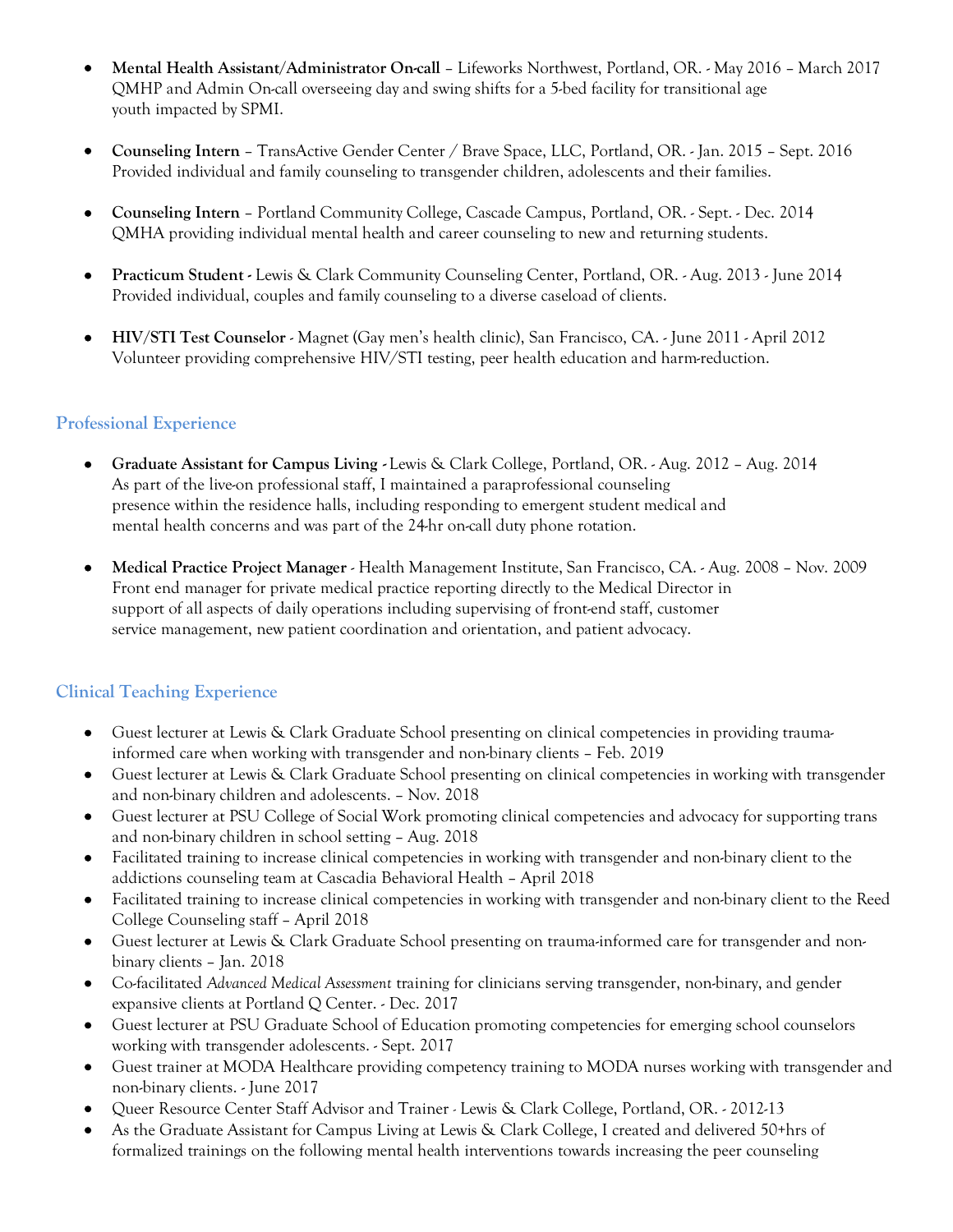- **Mental Health Assistant/Administrator On-call** – Lifeworks Northwest, Portland, OR. - May 2016 – March 2017
  QMHP and Admin On-call overseeing day and swing shifts for a 5-bed facility for transitional age youth impacted by SPMI.

- **Counseling Intern** – TransActive Gender Center / Brave Space, LLC, Portland, OR. - Jan. 2015 – Sept. 2016
  Provided individual and family counseling to transgender children, adolescents and their families.

- **Counseling Intern** – Portland Community College, Cascade Campus, Portland, OR. - Sept. - Dec. 2014
  QMHA providing individual mental health and career counseling to new and returning students.

- **Practicum Student -** Lewis & Clark Community Counseling Center, Portland, OR. - Aug. 2013 - June 2014
  Provided individual, couples and family counseling to a diverse caseload of clients.

- **HIV/STI Test Counselor** - Magnet (Gay men's health clinic), San Francisco, CA. - June 2011 - April 2012
  Volunteer providing comprehensive HIV/STI testing, peer health education and harm-reduction.

## Professional Experience

- **Graduate Assistant for Campus Living -** Lewis & Clark College, Portland, OR. - Aug. 2012 – Aug. 2014
  As part of the live-on professional staff, I maintained a paraprofessional counseling presence within the residence halls, including responding to emergent student medical and mental health concerns and was part of the 24-hr on-call duty phone rotation.

- **Medical Practice Project Manager** - Health Management Institute, San Francisco, CA. - Aug. 2008 – Nov. 2009
  Front end manager for private medical practice reporting directly to the Medical Director in support of all aspects of daily operations including supervising of front-end staff, customer service management, new patient coordination and orientation, and patient advocacy.

## Clinical Teaching Experience

- Guest lecturer at Lewis & Clark Graduate School presenting on clinical competencies in providing trauma-informed care when working with transgender and non-binary clients – Feb. 2019
- Guest lecturer at Lewis & Clark Graduate School presenting on clinical competencies in working with transgender and non-binary children and adolescents. – Nov. 2018
- Guest lecturer at PSU College of Social Work promoting clinical competencies and advocacy for supporting trans and non-binary children in school setting – Aug. 2018
- Facilitated training to increase clinical competencies in working with transgender and non-binary client to the addictions counseling team at Cascadia Behavioral Health – April 2018
- Facilitated training to increase clinical competencies in working with transgender and non-binary client to the Reed College Counseling staff – April 2018
- Guest lecturer at Lewis & Clark Graduate School presenting on trauma-informed care for transgender and non-binary clients – Jan. 2018
- Co-facilitated *Advanced Medical Assessment* training for clinicians serving transgender, non-binary, and gender expansive clients at Portland Q Center. - Dec. 2017
- Guest lecturer at PSU Graduate School of Education promoting competencies for emerging school counselors working with transgender adolescents. - Sept. 2017
- Guest trainer at MODA Healthcare providing competency training to MODA nurses working with transgender and non-binary clients. - June 2017
- Queer Resource Center Staff Advisor and Trainer - Lewis & Clark College, Portland, OR. - 2012-13
- As the Graduate Assistant for Campus Living at Lewis & Clark College, I created and delivered 50+hrs of formalized trainings on the following mental health interventions towards increasing the peer counseling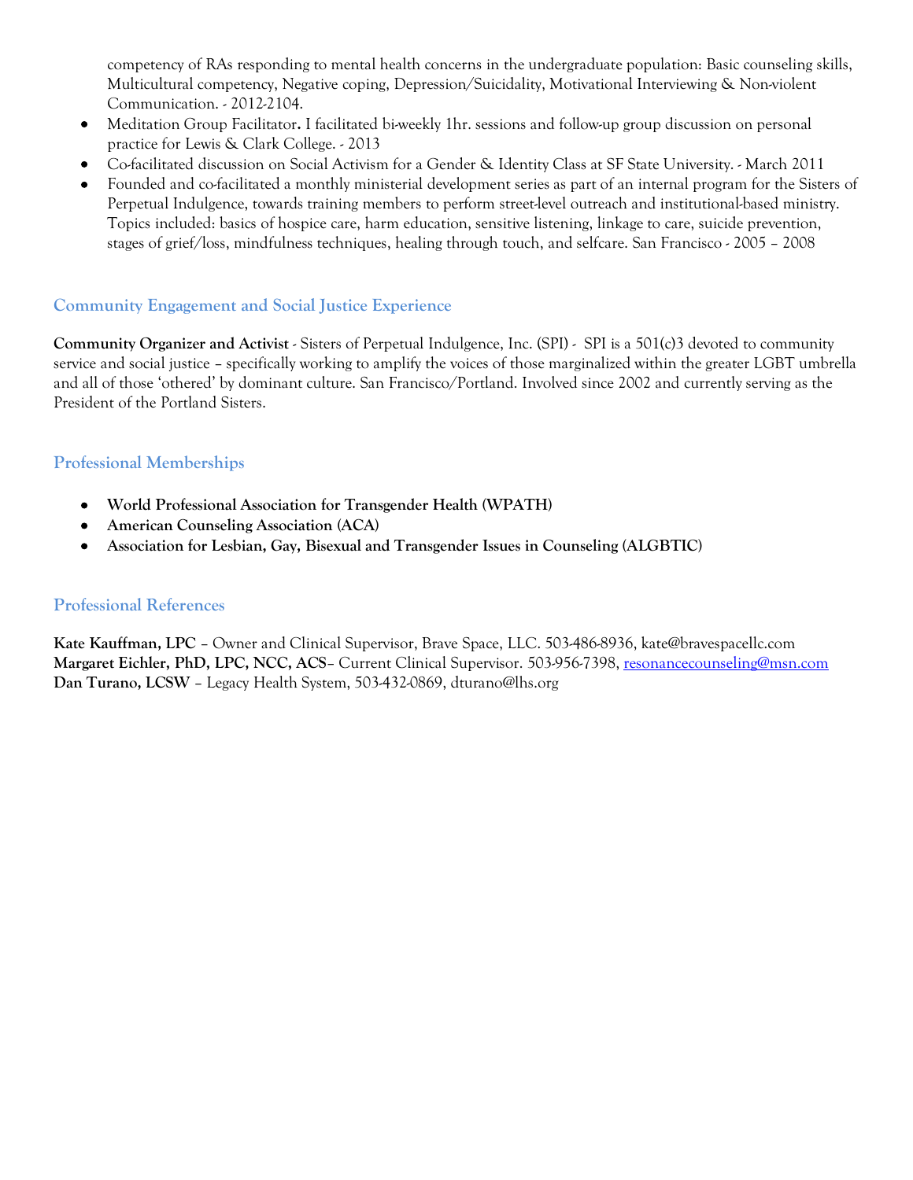competency of RAs responding to mental health concerns in the undergraduate population: Basic counseling skills, Multicultural competency, Negative coping, Depression/Suicidality, Motivational Interviewing & Non-violent Communication. - 2012-2104.

- Meditation Group Facilitator**.** I facilitated bi-weekly 1hr. sessions and follow-up group discussion on personal practice for Lewis & Clark College. - 2013
- Co-facilitated discussion on Social Activism for a Gender & Identity Class at SF State University. - March 2011
- Founded and co-facilitated a monthly ministerial development series as part of an internal program for the Sisters of Perpetual Indulgence, towards training members to perform street-level outreach and institutional-based ministry. Topics included: basics of hospice care, harm education, sensitive listening, linkage to care, suicide prevention, stages of grief/loss, mindfulness techniques, healing through touch, and selfcare. San Francisco - 2005 – 2008

## Community Engagement and Social Justice Experience

**Community Organizer and Activist** - Sisters of Perpetual Indulgence, Inc. (SPI) - SPI is a 501(c)3 devoted to community service and social justice – specifically working to amplify the voices of those marginalized within the greater LGBT umbrella and all of those 'othered' by dominant culture. San Francisco/Portland. Involved since 2002 and currently serving as the President of the Portland Sisters.

## Professional Memberships

- **World Professional Association for Transgender Health (WPATH)**
- **American Counseling Association (ACA)**
- **Association for Lesbian, Gay, Bisexual and Transgender Issues in Counseling (ALGBTIC)**

## Professional References

**Kate Kauffman, LPC** – Owner and Clinical Supervisor, Brave Space, LLC. 503-486-8936, kate@bravespacellc.com
**Margaret Eichler, PhD, LPC, NCC, ACS**– Current Clinical Supervisor. 503-956-7398, resonancecounseling@msn.com
**Dan Turano, LCSW** – Legacy Health System, 503-432-0869, dturano@lhs.org